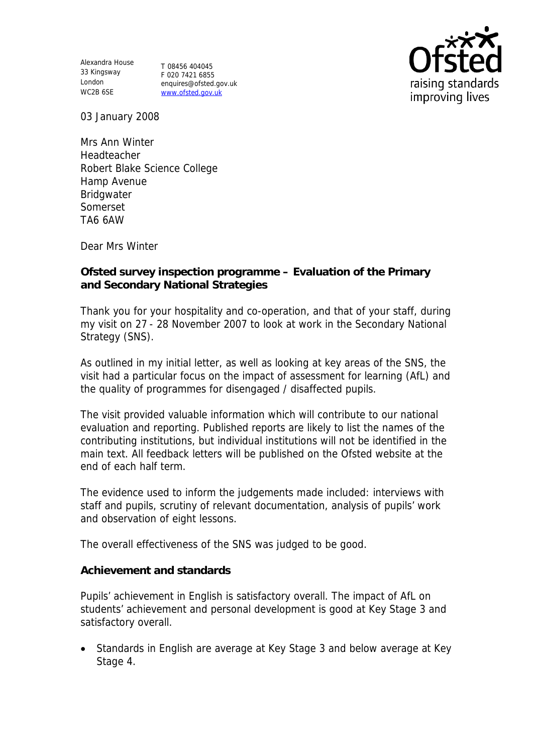Alexandra House
33 Kingsway
London
WC2B 6SE

T 08456 404045
F 020 7421 6855
enquires@ofsted.gov.uk
www.ofsted.gov.uk

03 January 2008

Mrs Ann Winter
Headteacher
Robert Blake Science College
Hamp Avenue
Bridgwater
Somerset
TA6 6AW

Dear Mrs Winter

**Ofsted survey inspection programme – Evaluation of the Primary and Secondary National Strategies**

Thank you for your hospitality and co-operation, and that of your staff, during my visit on 27 - 28 November 2007 to look at work in the Secondary National Strategy (SNS).

As outlined in my initial letter, as well as looking at key areas of the SNS, the visit had a particular focus on the impact of assessment for learning (AfL) and the quality of programmes for disengaged / disaffected pupils.

The visit provided valuable information which will contribute to our national evaluation and reporting. Published reports are likely to list the names of the contributing institutions, but individual institutions will not be identified in the main text. All feedback letters will be published on the Ofsted website at the end of each half term.

The evidence used to inform the judgements made included: interviews with staff and pupils, scrutiny of relevant documentation, analysis of pupils' work and observation of eight lessons.

The overall effectiveness of the SNS was judged to be good.

**Achievement and standards**

Pupils' achievement in English is satisfactory overall. The impact of AfL on students' achievement and personal development is good at Key Stage 3 and satisfactory overall.

- Standards in English are average at Key Stage 3 and below average at Key Stage 4.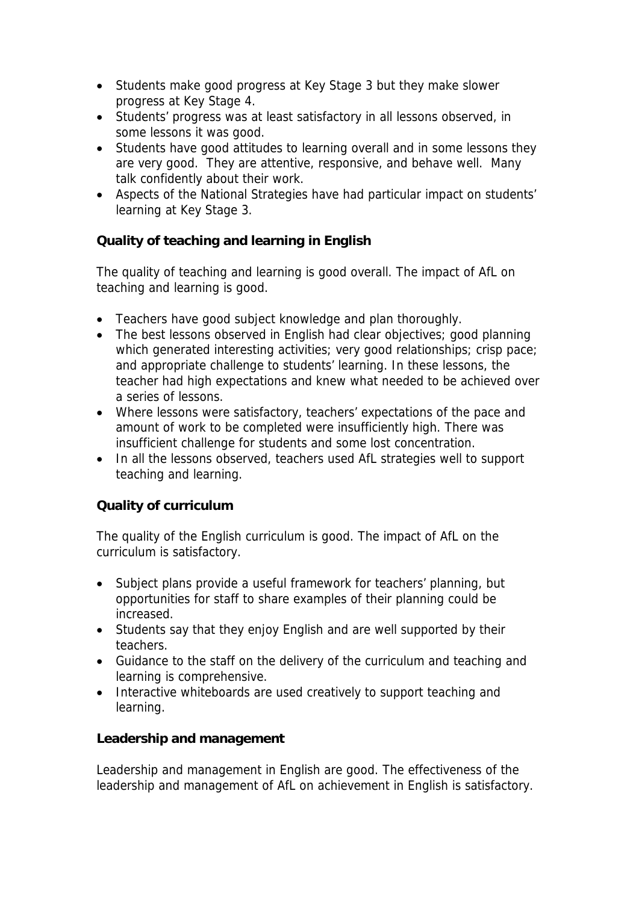- Students make good progress at Key Stage 3 but they make slower progress at Key Stage 4.
- Students' progress was at least satisfactory in all lessons observed, in some lessons it was good.
- Students have good attitudes to learning overall and in some lessons they are very good. They are attentive, responsive, and behave well. Many talk confidently about their work.
- Aspects of the National Strategies have had particular impact on students' learning at Key Stage 3.

**Quality of teaching and learning in English**

The quality of teaching and learning is good overall. The impact of AfL on teaching and learning is good.

- Teachers have good subject knowledge and plan thoroughly.
- The best lessons observed in English had clear objectives; good planning which generated interesting activities; very good relationships; crisp pace; and appropriate challenge to students' learning. In these lessons, the teacher had high expectations and knew what needed to be achieved over a series of lessons.
- Where lessons were satisfactory, teachers' expectations of the pace and amount of work to be completed were insufficiently high. There was insufficient challenge for students and some lost concentration.
- In all the lessons observed, teachers used AfL strategies well to support teaching and learning.

**Quality of curriculum**

The quality of the English curriculum is good. The impact of AfL on the curriculum is satisfactory.

- Subject plans provide a useful framework for teachers' planning, but opportunities for staff to share examples of their planning could be increased.
- Students say that they enjoy English and are well supported by their teachers.
- Guidance to the staff on the delivery of the curriculum and teaching and learning is comprehensive.
- Interactive whiteboards are used creatively to support teaching and learning.

**Leadership and management**

Leadership and management in English are good. The effectiveness of the leadership and management of AfL on achievement in English is satisfactory.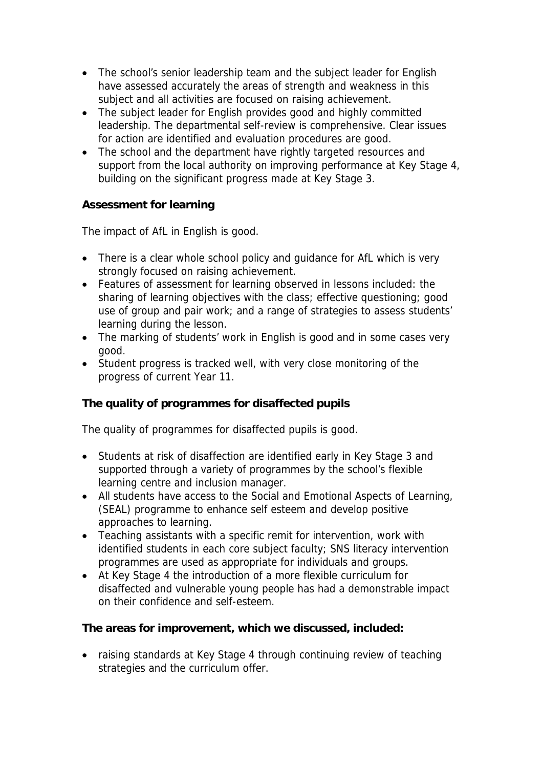- The school's senior leadership team and the subject leader for English have assessed accurately the areas of strength and weakness in this subject and all activities are focused on raising achievement.
- The subject leader for English provides good and highly committed leadership. The departmental self-review is comprehensive. Clear issues for action are identified and evaluation procedures are good.
- The school and the department have rightly targeted resources and support from the local authority on improving performance at Key Stage 4, building on the significant progress made at Key Stage 3.

**Assessment for learning**

The impact of AfL in English is good.

- There is a clear whole school policy and guidance for AfL which is very strongly focused on raising achievement.
- Features of assessment for learning observed in lessons included: the sharing of learning objectives with the class; effective questioning; good use of group and pair work; and a range of strategies to assess students' learning during the lesson.
- The marking of students' work in English is good and in some cases very good.
- Student progress is tracked well, with very close monitoring of the progress of current Year 11.

**The quality of programmes for disaffected pupils**

The quality of programmes for disaffected pupils is good.

- Students at risk of disaffection are identified early in Key Stage 3 and supported through a variety of programmes by the school's flexible learning centre and inclusion manager.
- All students have access to the Social and Emotional Aspects of Learning, (SEAL) programme to enhance self esteem and develop positive approaches to learning.
- Teaching assistants with a specific remit for intervention, work with identified students in each core subject faculty; SNS literacy intervention programmes are used as appropriate for individuals and groups.
- At Key Stage 4 the introduction of a more flexible curriculum for disaffected and vulnerable young people has had a demonstrable impact on their confidence and self-esteem.

**The areas for improvement, which we discussed, included:**

- raising standards at Key Stage 4 through continuing review of teaching strategies and the curriculum offer.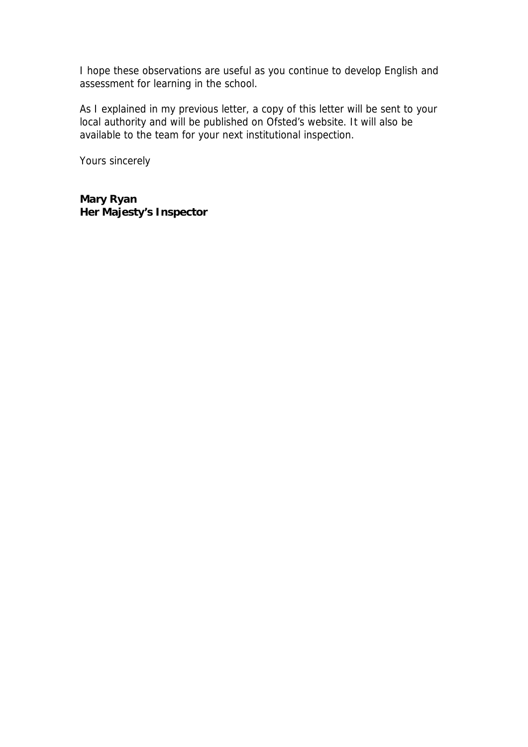I hope these observations are useful as you continue to develop English and assessment for learning in the school.

As I explained in my previous letter, a copy of this letter will be sent to your local authority and will be published on Ofsted's website. It will also be available to the team for your next institutional inspection.

Yours sincerely

**Mary Ryan**
**Her Majesty's Inspector**